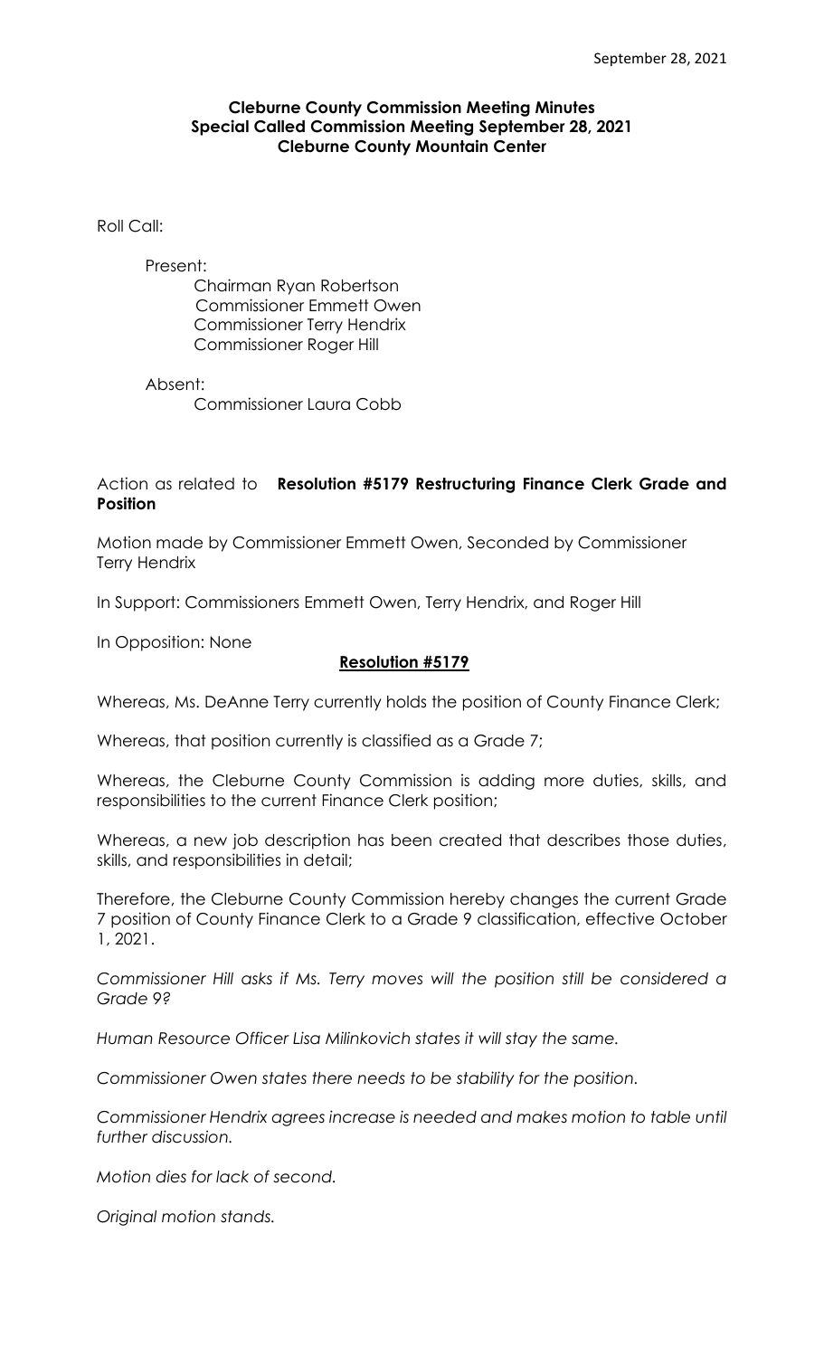**Cleburne County Commission Meeting Minutes**
**Special Called Commission Meeting September 28, 2021**
**Cleburne County Mountain Center**

Roll Call:

Present:
Chairman Ryan Robertson
Commissioner Emmett Owen
Commissioner Terry Hendrix
Commissioner Roger Hill

Absent:
Commissioner Laura Cobb

Action as related to **Resolution #5179 Restructuring Finance Clerk Grade and Position**

Motion made by Commissioner Emmett Owen, Seconded by Commissioner Terry Hendrix

In Support: Commissioners Emmett Owen, Terry Hendrix, and Roger Hill

In Opposition: None

**Resolution #5179**

Whereas, Ms. DeAnne Terry currently holds the position of County Finance Clerk;

Whereas, that position currently is classified as a Grade 7;

Whereas, the Cleburne County Commission is adding more duties, skills, and responsibilities to the current Finance Clerk position;

Whereas, a new job description has been created that describes those duties, skills, and responsibilities in detail;

Therefore, the Cleburne County Commission hereby changes the current Grade 7 position of County Finance Clerk to a Grade 9 classification, effective October 1, 2021.

*Commissioner Hill asks if Ms. Terry moves will the position still be considered a Grade 9?*

*Human Resource Officer Lisa Milinkovich states it will stay the same.*

*Commissioner Owen states there needs to be stability for the position.*

*Commissioner Hendrix agrees increase is needed and makes motion to table until further discussion.*

*Motion dies for lack of second.*

*Original motion stands.*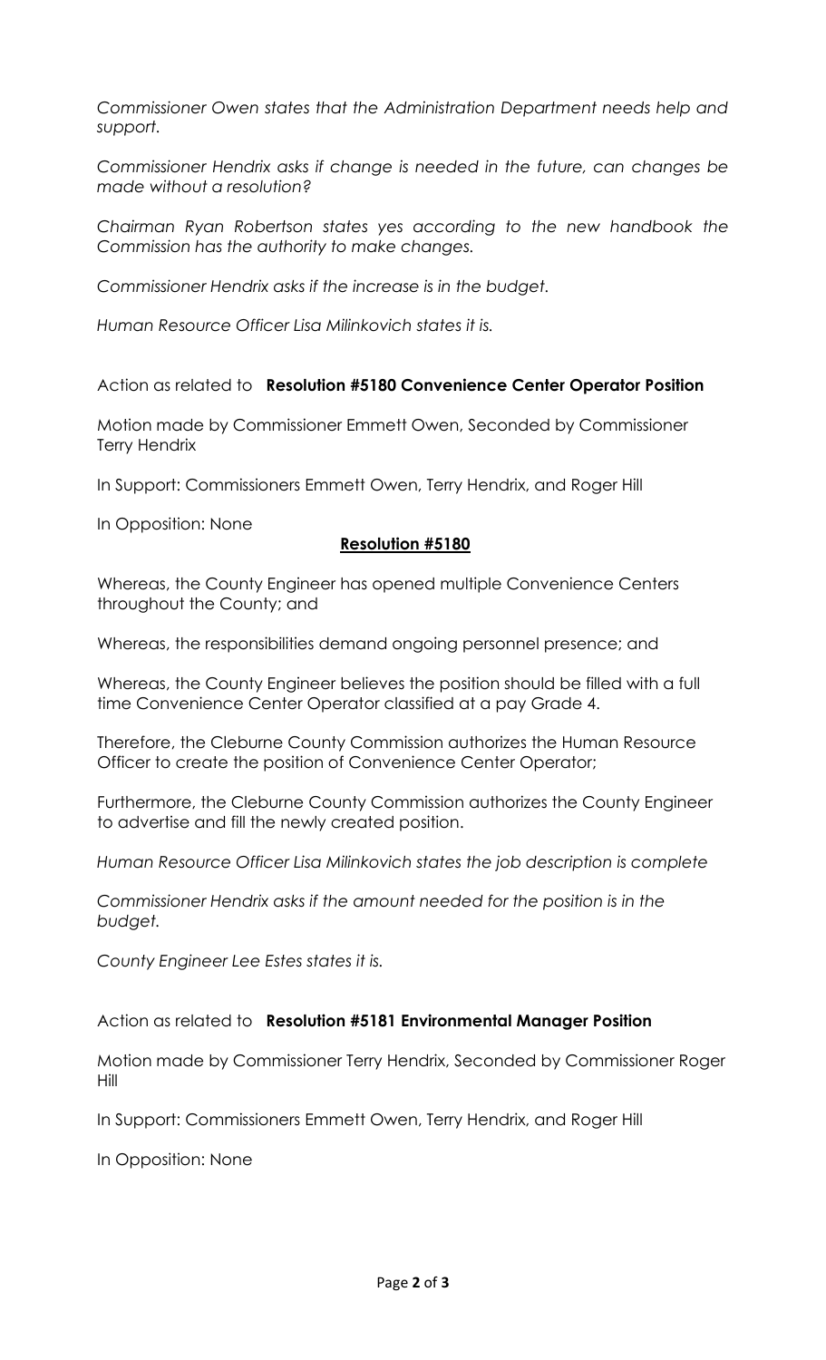*Commissioner Owen states that the Administration Department needs help and support.*

*Commissioner Hendrix asks if change is needed in the future, can changes be made without a resolution?*

*Chairman Ryan Robertson states yes according to the new handbook the Commission has the authority to make changes.*

*Commissioner Hendrix asks if the increase is in the budget.*

*Human Resource Officer Lisa Milinkovich states it is.*

Action as related to **Resolution #5180 Convenience Center Operator Position**

Motion made by Commissioner Emmett Owen, Seconded by Commissioner Terry Hendrix

In Support: Commissioners Emmett Owen, Terry Hendrix, and Roger Hill

In Opposition: None

**Resolution #5180**

Whereas, the County Engineer has opened multiple Convenience Centers throughout the County; and

Whereas, the responsibilities demand ongoing personnel presence; and

Whereas, the County Engineer believes the position should be filled with a full time Convenience Center Operator classified at a pay Grade 4.

Therefore, the Cleburne County Commission authorizes the Human Resource Officer to create the position of Convenience Center Operator;

Furthermore, the Cleburne County Commission authorizes the County Engineer to advertise and fill the newly created position.

*Human Resource Officer Lisa Milinkovich states the job description is complete*

*Commissioner Hendrix asks if the amount needed for the position is in the budget.*

*County Engineer Lee Estes states it is.*

Action as related to **Resolution #5181 Environmental Manager Position**

Motion made by Commissioner Terry Hendrix, Seconded by Commissioner Roger Hill

In Support: Commissioners Emmett Owen, Terry Hendrix, and Roger Hill

In Opposition: None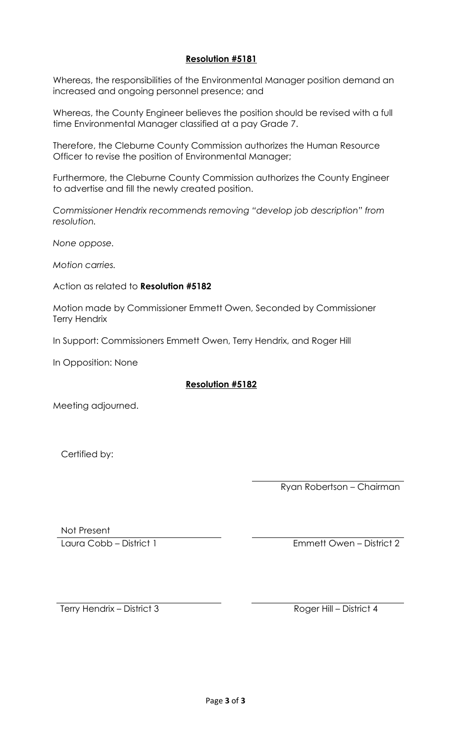**Resolution #5181**

Whereas, the responsibilities of the Environmental Manager position demand an increased and ongoing personnel presence; and

Whereas, the County Engineer believes the position should be revised with a full time Environmental Manager classified at a pay Grade 7.

Therefore, the Cleburne County Commission authorizes the Human Resource Officer to revise the position of Environmental Manager;

Furthermore, the Cleburne County Commission authorizes the County Engineer to advertise and fill the newly created position.

*Commissioner Hendrix recommends removing "develop job description" from resolution.*

*None oppose.*

*Motion carries.*

Action as related to **Resolution #5182**

Motion made by Commissioner Emmett Owen, Seconded by Commissioner Terry Hendrix

In Support: Commissioners Emmett Owen, Terry Hendrix, and Roger Hill

In Opposition: None

**Resolution #5182**

Meeting adjourned.

Certified by:

Ryan Robertson – Chairman

Not Present
Laura Cobb – District 1

Emmett Owen – District 2

Terry Hendrix – District 3

Roger Hill – District 4